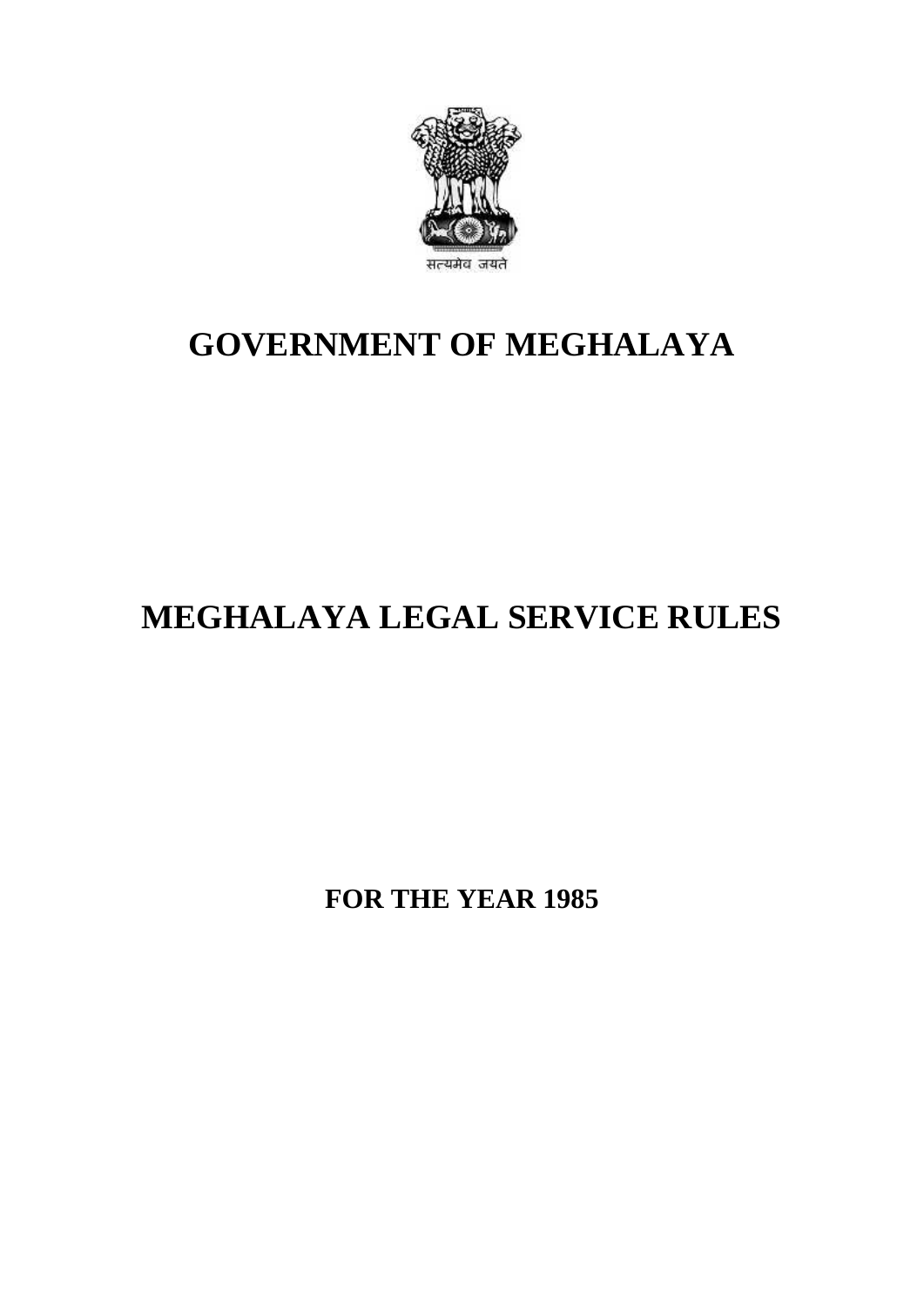सत्यमेव जयते

# GOVERNMENT OF MEGHALAYA

# MEGHALAYA LEGAL SERVICE RULES

**FOR THE YEAR 1985**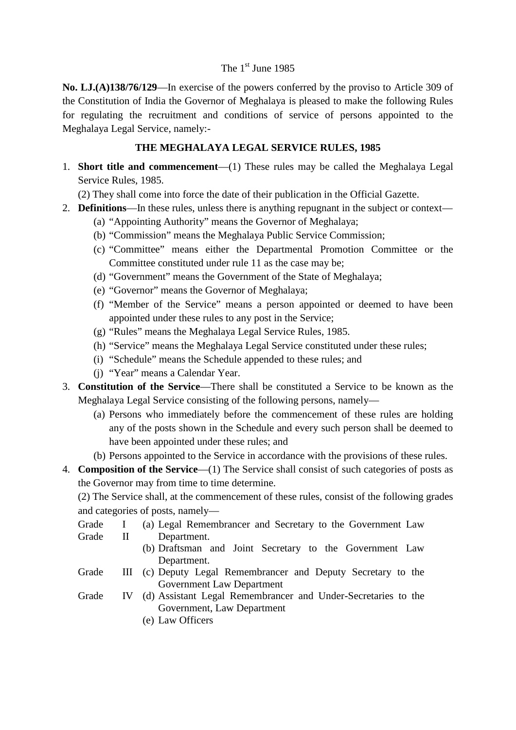The 1st June 1985

**No. LJ.(A)138/76/129**—In exercise of the powers conferred by the proviso to Article 309 of the Constitution of India the Governor of Meghalaya is pleased to make the following Rules for regulating the recruitment and conditions of service of persons appointed to the Meghalaya Legal Service, namely:-

## THE MEGHALAYA LEGAL SERVICE RULES, 1985

1. **Short title and commencement**—(1) These rules may be called the Meghalaya Legal Service Rules, 1985.

   (2) They shall come into force the date of their publication in the Official Gazette.

2. **Definitions**—In these rules, unless there is anything repugnant in the subject or context—
   - (a) "Appointing Authority" means the Governor of Meghalaya;
   - (b) "Commission" means the Meghalaya Public Service Commission;
   - (c) "Committee" means either the Departmental Promotion Committee or the Committee constituted under rule 11 as the case may be;
   - (d) "Government" means the Government of the State of Meghalaya;
   - (e) "Governor" means the Governor of Meghalaya;
   - (f) "Member of the Service" means a person appointed or deemed to have been appointed under these rules to any post in the Service;
   - (g) "Rules" means the Meghalaya Legal Service Rules, 1985.
   - (h) "Service" means the Meghalaya Legal Service constituted under these rules;
   - (i) "Schedule" means the Schedule appended to these rules; and
   - (j) "Year" means a Calendar Year.

3. **Constitution of the Service**—There shall be constituted a Service to be known as the Meghalaya Legal Service consisting of the following persons, namely—
   - (a) Persons who immediately before the commencement of these rules are holding any of the posts shown in the Schedule and every such person shall be deemed to have been appointed under these rules; and
   - (b) Persons appointed to the Service in accordance with the provisions of these rules.

4. **Composition of the Service**—(1) The Service shall consist of such categories of posts as the Governor may from time to time determine.

   (2) The Service shall, at the commencement of these rules, consist of the following grades and categories of posts, namely—

   Grade I (a) Legal Remembrancer and Secretary to the Government Law Department.

   Grade II (b) Draftsman and Joint Secretary to the Government Law Department.

   Grade III (c) Deputy Legal Remembrancer and Deputy Secretary to the Government Law Department

   Grade IV (d) Assistant Legal Remembrancer and Under-Secretaries to the Government, Law Department

   (e) Law Officers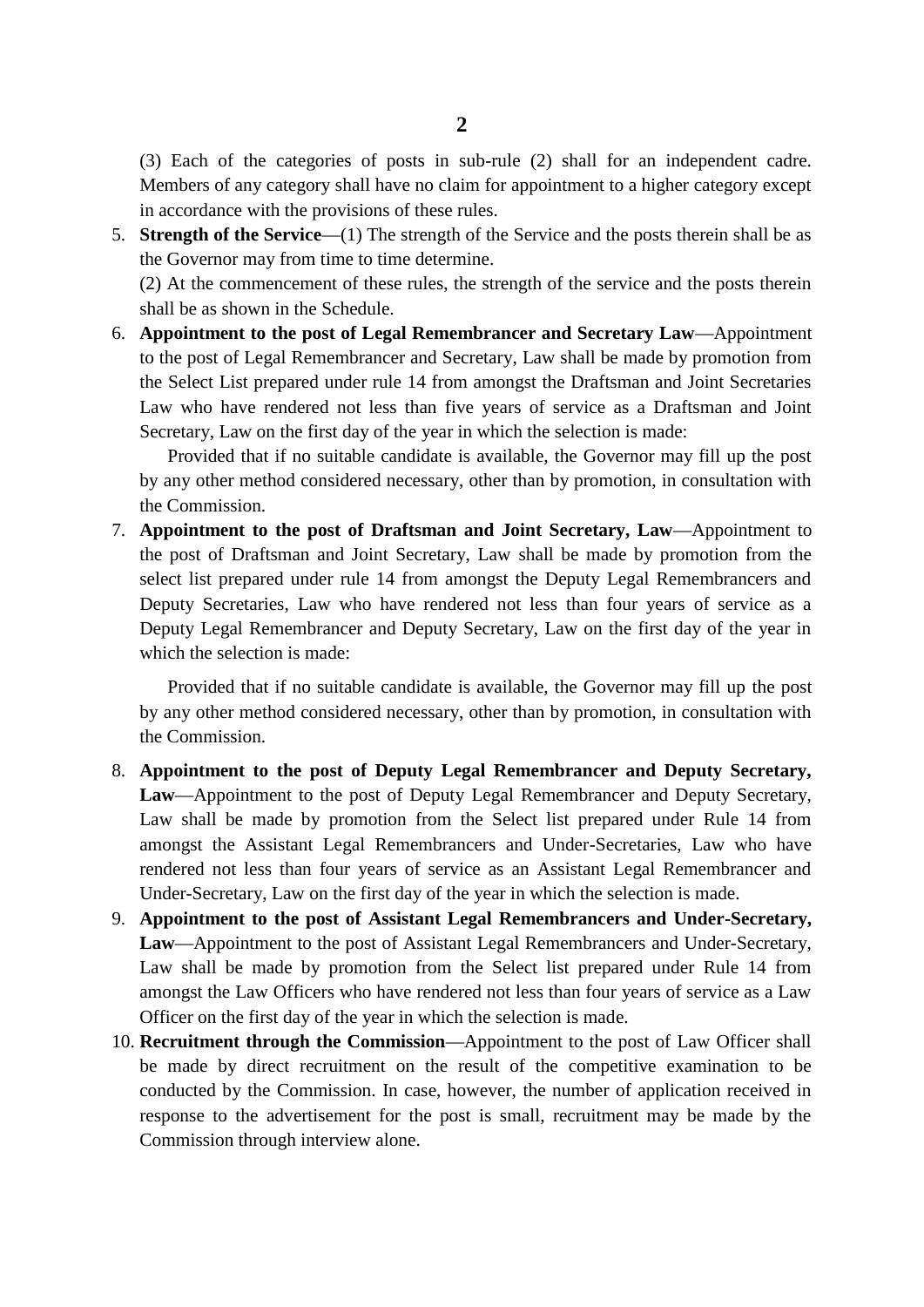(3) Each of the categories of posts in sub-rule (2) shall for an independent cadre. Members of any category shall have no claim for appointment to a higher category except in accordance with the provisions of these rules.

5. **Strength of the Service**—(1) The strength of the Service and the posts therein shall be as the Governor may from time to time determine.

   (2) At the commencement of these rules, the strength of the service and the posts therein shall be as shown in the Schedule.

6. **Appointment to the post of Legal Remembrancer and Secretary Law**—Appointment to the post of Legal Remembrancer and Secretary, Law shall be made by promotion from the Select List prepared under rule 14 from amongst the Draftsman and Joint Secretaries Law who have rendered not less than five years of service as a Draftsman and Joint Secretary, Law on the first day of the year in which the selection is made:

   Provided that if no suitable candidate is available, the Governor may fill up the post by any other method considered necessary, other than by promotion, in consultation with the Commission.

7. **Appointment to the post of Draftsman and Joint Secretary, Law**—Appointment to the post of Draftsman and Joint Secretary, Law shall be made by promotion from the select list prepared under rule 14 from amongst the Deputy Legal Remembrancers and Deputy Secretaries, Law who have rendered not less than four years of service as a Deputy Legal Remembrancer and Deputy Secretary, Law on the first day of the year in which the selection is made:

   Provided that if no suitable candidate is available, the Governor may fill up the post by any other method considered necessary, other than by promotion, in consultation with the Commission.

8. **Appointment to the post of Deputy Legal Remembrancer and Deputy Secretary, Law**—Appointment to the post of Deputy Legal Remembrancer and Deputy Secretary, Law shall be made by promotion from the Select list prepared under Rule 14 from amongst the Assistant Legal Remembrancers and Under-Secretaries, Law who have rendered not less than four years of service as an Assistant Legal Remembrancer and Under-Secretary, Law on the first day of the year in which the selection is made.

9. **Appointment to the post of Assistant Legal Remembrancers and Under-Secretary, Law**—Appointment to the post of Assistant Legal Remembrancers and Under-Secretary, Law shall be made by promotion from the Select list prepared under Rule 14 from amongst the Law Officers who have rendered not less than four years of service as a Law Officer on the first day of the year in which the selection is made.

10. **Recruitment through the Commission**—Appointment to the post of Law Officer shall be made by direct recruitment on the result of the competitive examination to be conducted by the Commission. In case, however, the number of application received in response to the advertisement for the post is small, recruitment may be made by the Commission through interview alone.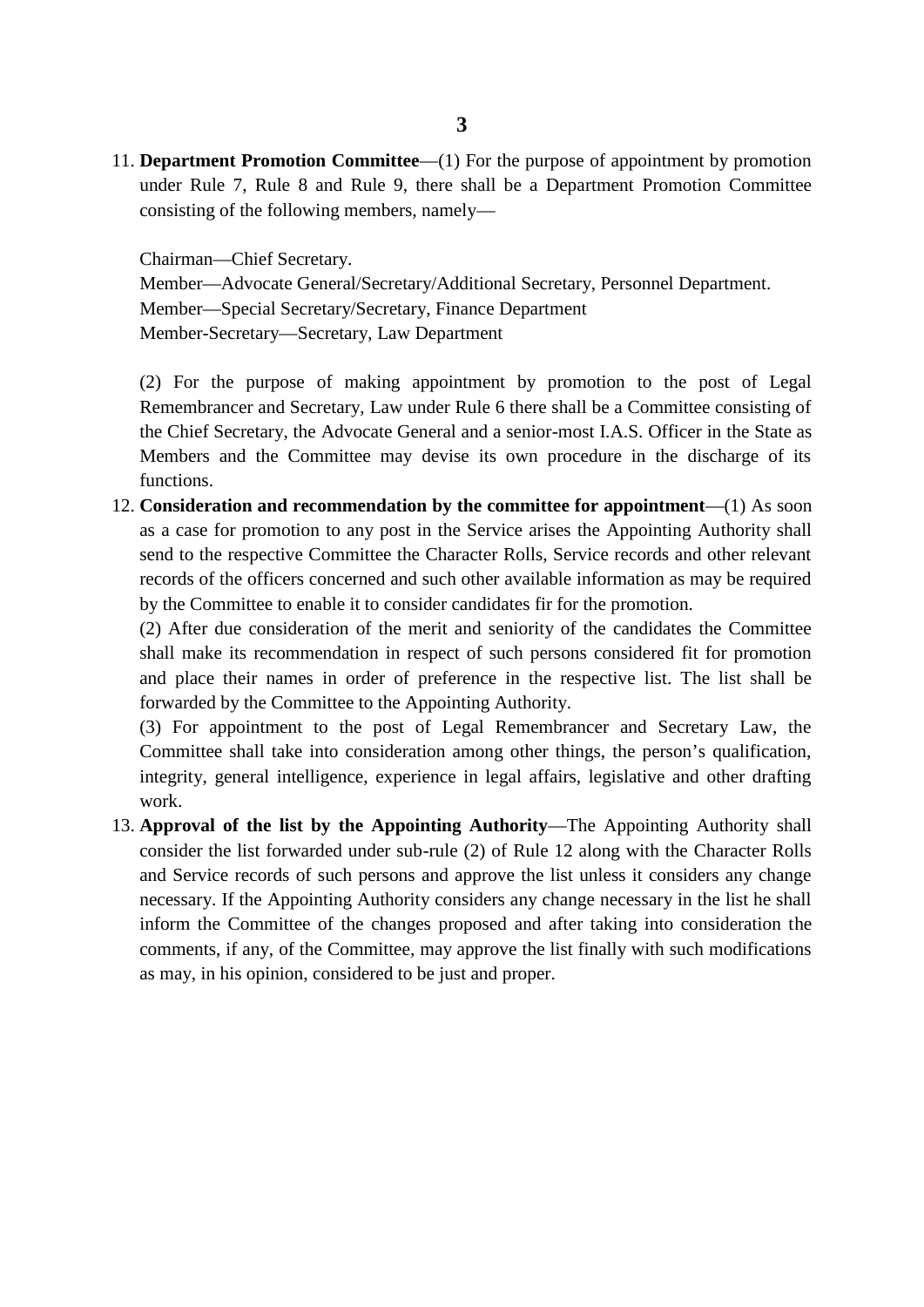11. **Department Promotion Committee**—(1) For the purpose of appointment by promotion under Rule 7, Rule 8 and Rule 9, there shall be a Department Promotion Committee consisting of the following members, namely—

    Chairman—Chief Secretary.
    Member—Advocate General/Secretary/Additional Secretary, Personnel Department.
    Member—Special Secretary/Secretary, Finance Department
    Member-Secretary—Secretary, Law Department

    (2) For the purpose of making appointment by promotion to the post of Legal Remembrancer and Secretary, Law under Rule 6 there shall be a Committee consisting of the Chief Secretary, the Advocate General and a senior-most I.A.S. Officer in the State as Members and the Committee may devise its own procedure in the discharge of its functions.

12. **Consideration and recommendation by the committee for appointment**—(1) As soon as a case for promotion to any post in the Service arises the Appointing Authority shall send to the respective Committee the Character Rolls, Service records and other relevant records of the officers concerned and such other available information as may be required by the Committee to enable it to consider candidates fir for the promotion.

    (2) After due consideration of the merit and seniority of the candidates the Committee shall make its recommendation in respect of such persons considered fit for promotion and place their names in order of preference in the respective list. The list shall be forwarded by the Committee to the Appointing Authority.

    (3) For appointment to the post of Legal Remembrancer and Secretary Law, the Committee shall take into consideration among other things, the person's qualification, integrity, general intelligence, experience in legal affairs, legislative and other drafting work.

13. **Approval of the list by the Appointing Authority**—The Appointing Authority shall consider the list forwarded under sub-rule (2) of Rule 12 along with the Character Rolls and Service records of such persons and approve the list unless it considers any change necessary. If the Appointing Authority considers any change necessary in the list he shall inform the Committee of the changes proposed and after taking into consideration the comments, if any, of the Committee, may approve the list finally with such modifications as may, in his opinion, considered to be just and proper.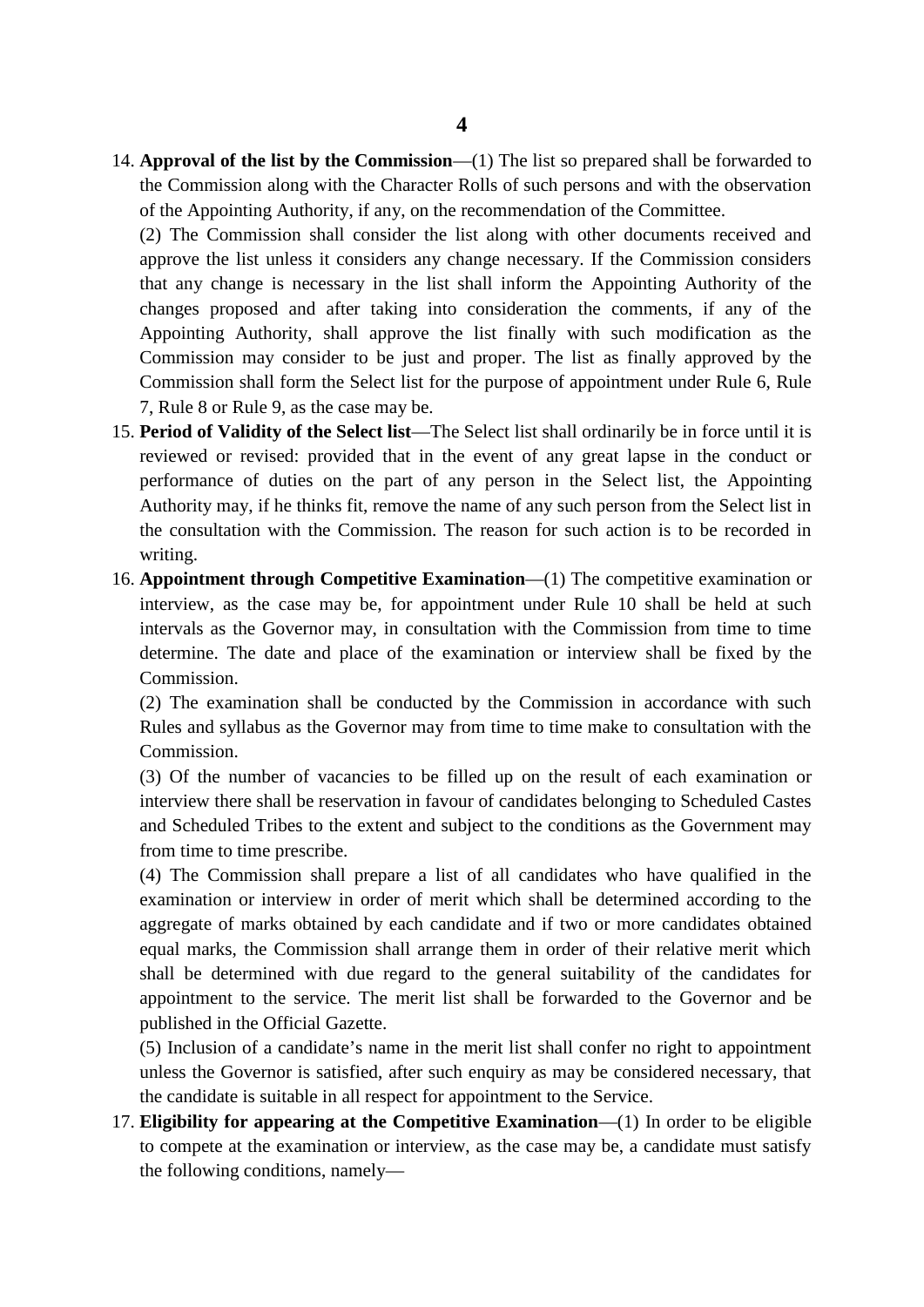14. **Approval of the list by the Commission**—(1) The list so prepared shall be forwarded to the Commission along with the Character Rolls of such persons and with the observation of the Appointing Authority, if any, on the recommendation of the Committee.

    (2) The Commission shall consider the list along with other documents received and approve the list unless it considers any change necessary. If the Commission considers that any change is necessary in the list shall inform the Appointing Authority of the changes proposed and after taking into consideration the comments, if any of the Appointing Authority, shall approve the list finally with such modification as the Commission may consider to be just and proper. The list as finally approved by the Commission shall form the Select list for the purpose of appointment under Rule 6, Rule 7, Rule 8 or Rule 9, as the case may be.

15. **Period of Validity of the Select list**—The Select list shall ordinarily be in force until it is reviewed or revised: provided that in the event of any great lapse in the conduct or performance of duties on the part of any person in the Select list, the Appointing Authority may, if he thinks fit, remove the name of any such person from the Select list in the consultation with the Commission. The reason for such action is to be recorded in writing.

16. **Appointment through Competitive Examination**—(1) The competitive examination or interview, as the case may be, for appointment under Rule 10 shall be held at such intervals as the Governor may, in consultation with the Commission from time to time determine. The date and place of the examination or interview shall be fixed by the Commission.

    (2) The examination shall be conducted by the Commission in accordance with such Rules and syllabus as the Governor may from time to time make to consultation with the Commission.

    (3) Of the number of vacancies to be filled up on the result of each examination or interview there shall be reservation in favour of candidates belonging to Scheduled Castes and Scheduled Tribes to the extent and subject to the conditions as the Government may from time to time prescribe.

    (4) The Commission shall prepare a list of all candidates who have qualified in the examination or interview in order of merit which shall be determined according to the aggregate of marks obtained by each candidate and if two or more candidates obtained equal marks, the Commission shall arrange them in order of their relative merit which shall be determined with due regard to the general suitability of the candidates for appointment to the service. The merit list shall be forwarded to the Governor and be published in the Official Gazette.

    (5) Inclusion of a candidate's name in the merit list shall confer no right to appointment unless the Governor is satisfied, after such enquiry as may be considered necessary, that the candidate is suitable in all respect for appointment to the Service.

17. **Eligibility for appearing at the Competitive Examination**—(1) In order to be eligible to compete at the examination or interview, as the case may be, a candidate must satisfy the following conditions, namely—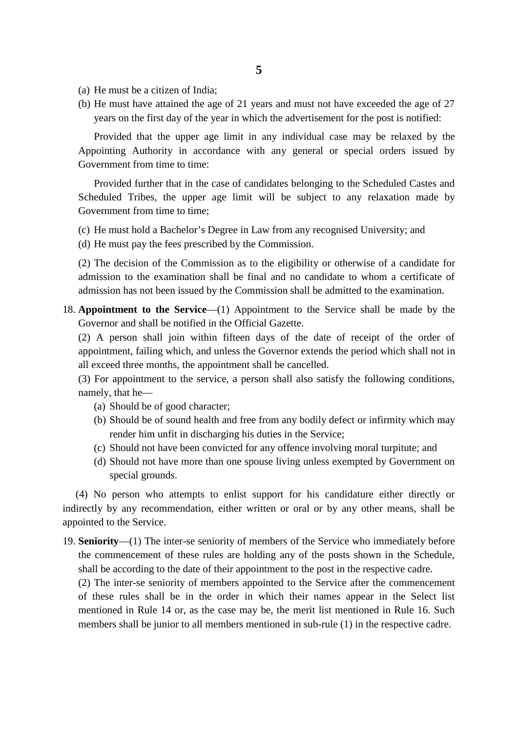(a) He must be a citizen of India;

(b) He must have attained the age of 21 years and must not have exceeded the age of 27 years on the first day of the year in which the advertisement for the post is notified:

Provided that the upper age limit in any individual case may be relaxed by the Appointing Authority in accordance with any general or special orders issued by Government from time to time:

Provided further that in the case of candidates belonging to the Scheduled Castes and Scheduled Tribes, the upper age limit will be subject to any relaxation made by Government from time to time;

(c) He must hold a Bachelor's Degree in Law from any recognised University; and

(d) He must pay the fees prescribed by the Commission.

(2) The decision of the Commission as to the eligibility or otherwise of a candidate for admission to the examination shall be final and no candidate to whom a certificate of admission has not been issued by the Commission shall be admitted to the examination.

18. **Appointment to the Service**—(1) Appointment to the Service shall be made by the Governor and shall be notified in the Official Gazette.

(2) A person shall join within fifteen days of the date of receipt of the order of appointment, failing which, and unless the Governor extends the period which shall not in all exceed three months, the appointment shall be cancelled.

(3) For appointment to the service, a person shall also satisfy the following conditions, namely, that he—

(a) Should be of good character;

(b) Should be of sound health and free from any bodily defect or infirmity which may render him unfit in discharging his duties in the Service;

(c) Should not have been convicted for any offence involving moral turpitute; and

(d) Should not have more than one spouse living unless exempted by Government on special grounds.

(4) No person who attempts to enlist support for his candidature either directly or indirectly by any recommendation, either written or oral or by any other means, shall be appointed to the Service.

19. **Seniority**—(1) The inter-se seniority of members of the Service who immediately before the commencement of these rules are holding any of the posts shown in the Schedule, shall be according to the date of their appointment to the post in the respective cadre.

(2) The inter-se seniority of members appointed to the Service after the commencement of these rules shall be in the order in which their names appear in the Select list mentioned in Rule 14 or, as the case may be, the merit list mentioned in Rule 16. Such members shall be junior to all members mentioned in sub-rule (1) in the respective cadre.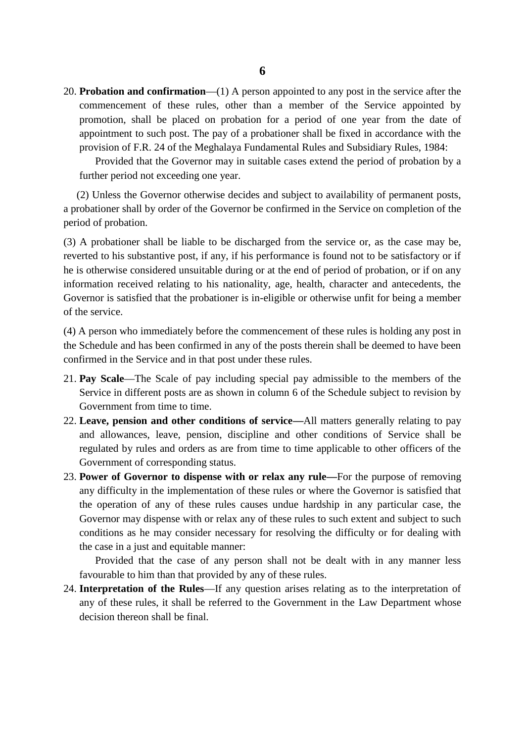20. **Probation and confirmation**—(1) A person appointed to any post in the service after the commencement of these rules, other than a member of the Service appointed by promotion, shall be placed on probation for a period of one year from the date of appointment to such post. The pay of a probationer shall be fixed in accordance with the provision of F.R. 24 of the Meghalaya Fundamental Rules and Subsidiary Rules, 1984:

    Provided that the Governor may in suitable cases extend the period of probation by a further period not exceeding one year.

(2) Unless the Governor otherwise decides and subject to availability of permanent posts, a probationer shall by order of the Governor be confirmed in the Service on completion of the period of probation.

(3) A probationer shall be liable to be discharged from the service or, as the case may be, reverted to his substantive post, if any, if his performance is found not to be satisfactory or if he is otherwise considered unsuitable during or at the end of period of probation, or if on any information received relating to his nationality, age, health, character and antecedents, the Governor is satisfied that the probationer is in-eligible or otherwise unfit for being a member of the service.

(4) A person who immediately before the commencement of these rules is holding any post in the Schedule and has been confirmed in any of the posts therein shall be deemed to have been confirmed in the Service and in that post under these rules.

21. **Pay Scale**—The Scale of pay including special pay admissible to the members of the Service in different posts are as shown in column 6 of the Schedule subject to revision by Government from time to time.
22. **Leave, pension and other conditions of service—**All matters generally relating to pay and allowances, leave, pension, discipline and other conditions of Service shall be regulated by rules and orders as are from time to time applicable to other officers of the Government of corresponding status.
23. **Power of Governor to dispense with or relax any rule—**For the purpose of removing any difficulty in the implementation of these rules or where the Governor is satisfied that the operation of any of these rules causes undue hardship in any particular case, the Governor may dispense with or relax any of these rules to such extent and subject to such conditions as he may consider necessary for resolving the difficulty or for dealing with the case in a just and equitable manner:

    Provided that the case of any person shall not be dealt with in any manner less favourable to him than that provided by any of these rules.
24. **Interpretation of the Rules**—If any question arises relating as to the interpretation of any of these rules, it shall be referred to the Government in the Law Department whose decision thereon shall be final.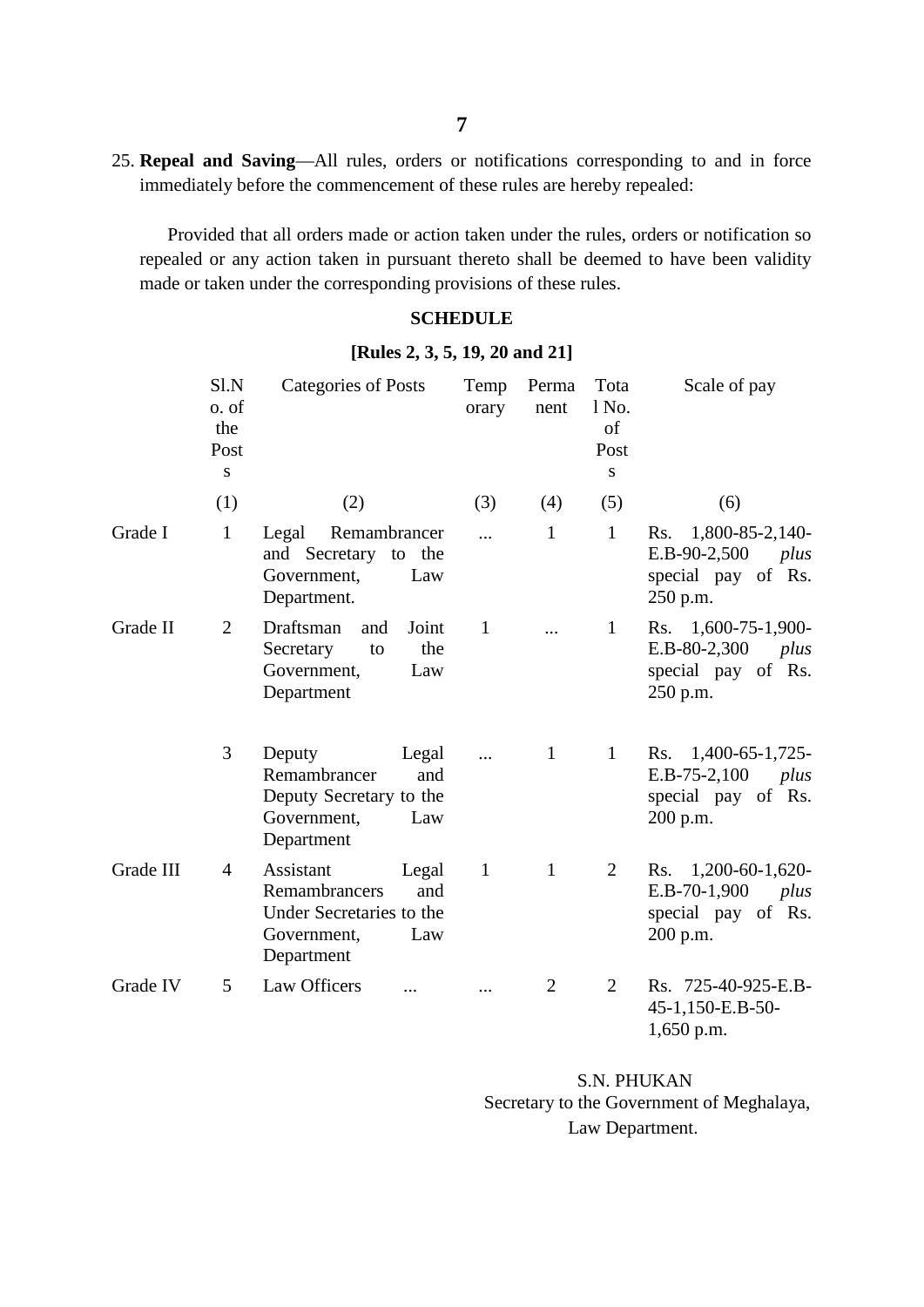25. **Repeal and Saving**—All rules, orders or notifications corresponding to and in force immediately before the commencement of these rules are hereby repealed:

Provided that all orders made or action taken under the rules, orders or notification so repealed or any action taken in pursuant thereto shall be deemed to have been validity made or taken under the corresponding provisions of these rules.

**SCHEDULE**

**[Rules 2, 3, 5, 19, 20 and 21]**

| | Sl.No. of the Posts | Categories of Posts | Temporary | Permanent | Total No. of Posts | Scale of pay |
|---|---|---|---|---|---|---|
| | (1) | (2) | (3) | (4) | (5) | (6) |
| Grade I | 1 | Legal Remambrancer and Secretary to the Government, Law Department. | ... | 1 | 1 | Rs. 1,800-85-2,140-E.B-90-2,500 *plus* special pay of Rs. 250 p.m. |
| Grade II | 2 | Draftsman and Joint Secretary to the Government, Law Department | 1 | ... | 1 | Rs. 1,600-75-1,900-E.B-80-2,300 *plus* special pay of Rs. 250 p.m. |
| | 3 | Deputy Legal Remambrancer and Deputy Secretary to the Government, Law Department | ... | 1 | 1 | Rs. 1,400-65-1,725-E.B-75-2,100 *plus* special pay of Rs. 200 p.m. |
| Grade III | 4 | Assistant Legal Remambrancers and Under Secretaries to the Government, Law Department | 1 | 1 | 2 | Rs. 1,200-60-1,620-E.B-70-1,900 *plus* special pay of Rs. 200 p.m. |
| Grade IV | 5 | Law Officers ... | ... | 2 | 2 | Rs. 725-40-925-E.B-45-1,150-E.B-50-1,650 p.m. |

S.N. PHUKAN
Secretary to the Government of Meghalaya,
Law Department.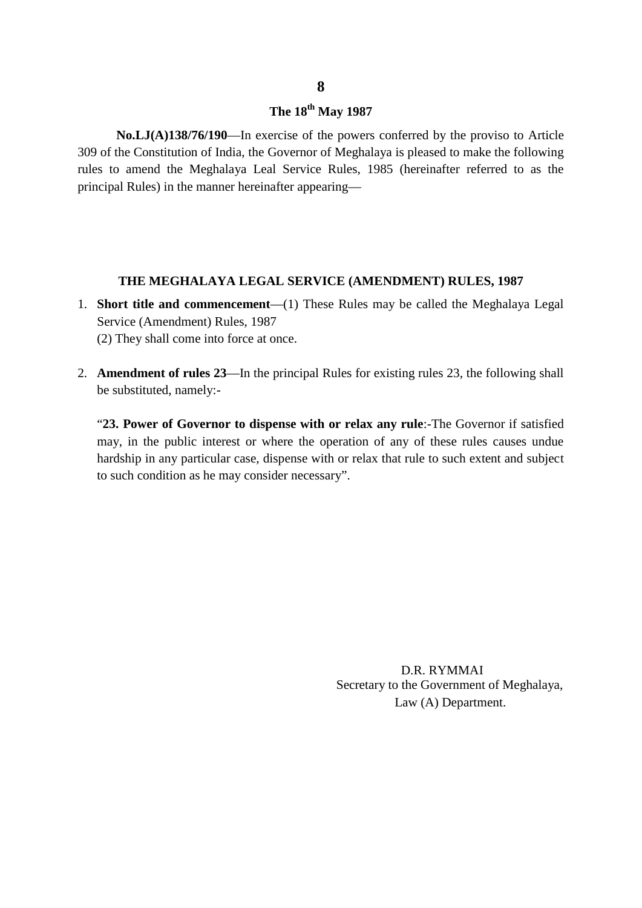## 8

### The 18th May 1987

**No.LJ(A)138/76/190**—In exercise of the powers conferred by the proviso to Article 309 of the Constitution of India, the Governor of Meghalaya is pleased to make the following rules to amend the Meghalaya Leal Service Rules, 1985 (hereinafter referred to as the principal Rules) in the manner hereinafter appearing—

### THE MEGHALAYA LEGAL SERVICE (AMENDMENT) RULES, 1987

1. **Short title and commencement**—(1) These Rules may be called the Meghalaya Legal Service (Amendment) Rules, 1987
   (2) They shall come into force at once.

2. **Amendment of rules 23**—In the principal Rules for existing rules 23, the following shall be substituted, namely:-

   "**23. Power of Governor to dispense with or relax any rule**:-The Governor if satisfied may, in the public interest or where the operation of any of these rules causes undue hardship in any particular case, dispense with or relax that rule to such extent and subject to such condition as he may consider necessary".

D.R. RYMMAI
Secretary to the Government of Meghalaya,
Law (A) Department.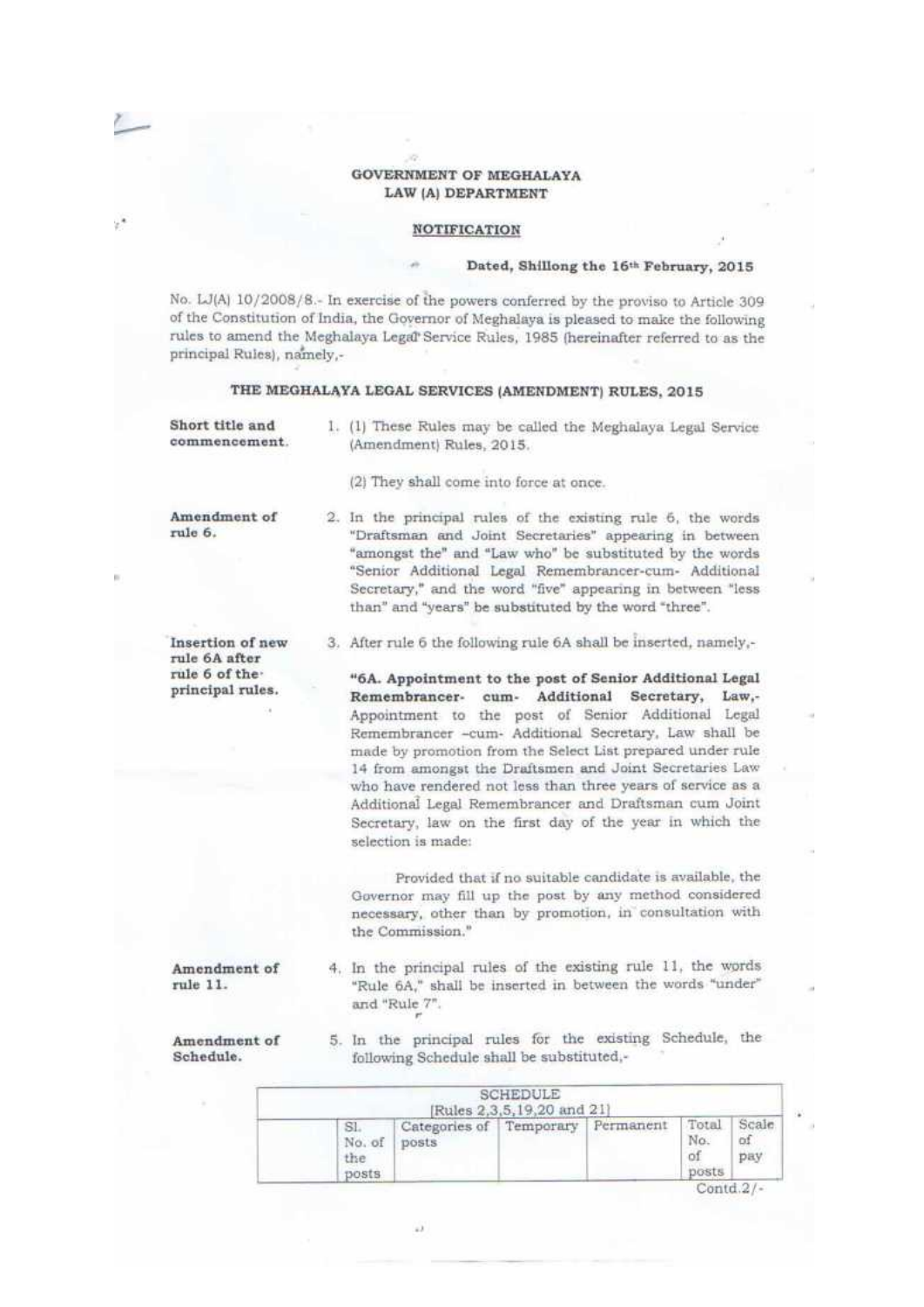**GOVERNMENT OF MEGHALAYA**
**LAW (A) DEPARTMENT**

**NOTIFICATION**

**Dated, Shillong the 16th February, 2015**

No. LJ(A) 10/2008/8.- In exercise of the powers conferred by the proviso to Article 309 of the Constitution of India, the Governor of Meghalaya is pleased to make the following rules to amend the Meghalaya Legal Service Rules, 1985 (hereinafter referred to as the principal Rules), namely,-

**THE MEGHALAYA LEGAL SERVICES (AMENDMENT) RULES, 2015**

**Short title and commencement.**

1. (1) These Rules may be called the Meghalaya Legal Service (Amendment) Rules, 2015.

   (2) They shall come into force at once.

**Amendment of rule 6.**

2. In the principal rules of the existing rule 6, the words "Draftsman and Joint Secretaries" appearing in between "amongst the" and "Law who" be substituted by the words "Senior Additional Legal Remembrancer-cum- Additional Secretary," and the word "five" appearing in between "less than" and "years" be substituted by the word "three".

**Insertion of new rule 6A after rule 6 of the principal rules.**

3. After rule 6 the following rule 6A shall be inserted, namely,-

   **"6A. Appointment to the post of Senior Additional Legal Remembrancer- cum- Additional Secretary, Law,-** Appointment to the post of Senior Additional Legal Remembrancer -cum- Additional Secretary, Law shall be made by promotion from the Select List prepared under rule 14 from amongst the Draftsmen and Joint Secretaries Law who have rendered not less than three years of service as a Additional Legal Remembrancer and Draftsman cum Joint Secretary, law on the first day of the year in which the selection is made:

   Provided that if no suitable candidate is available, the Governor may fill up the post by any method considered necessary, other than by promotion, in consultation with the Commission."

**Amendment of rule 11.**

4. In the principal rules of the existing rule 11, the words "Rule 6A," shall be inserted in between the words "under" and "Rule 7".

**Amendment of Schedule.**

5. In the principal rules for the existing Schedule, the following Schedule shall be substituted,-

SCHEDULE
[Rules 2,3,5,19,20 and 21]

| Sl. No. of the posts | Categories of posts | Temporary | Permanent | Total No. of posts | Scale of pay |
|---|---|---|---|---|---|

Contd.2/-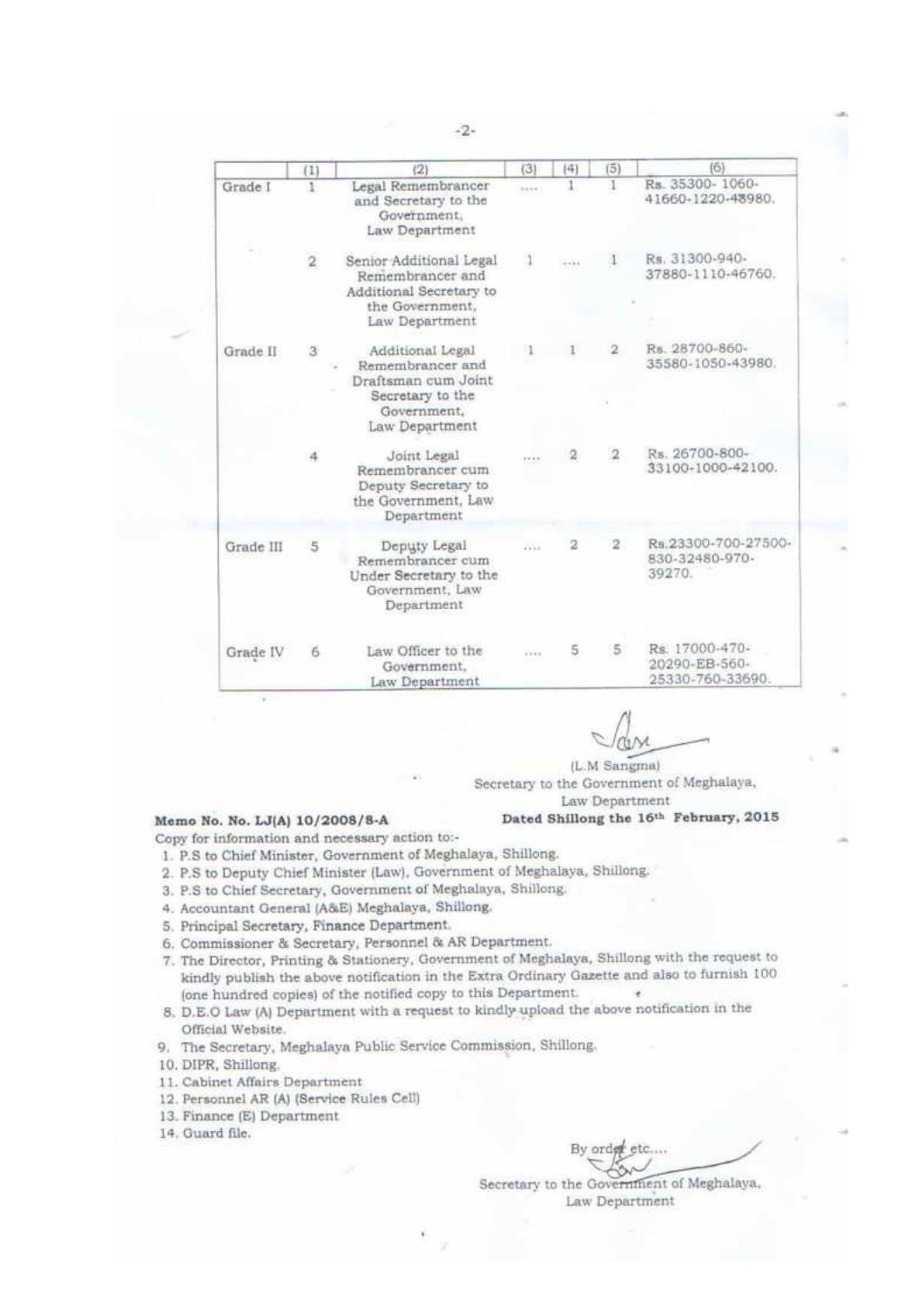| | (1) | (2) | (3) | (4) | (5) | (6) |
|---|---|---|---|---|---|---|
| Grade I | 1 | Legal Remembrancer and Secretary to the Government, Law Department | .... | 1 | 1 | Rs. 35300- 1060-41660-1220-48980. |
| | 2 | Senior Additional Legal Remembrancer and Additional Secretary to the Government, Law Department | 1 | .... | 1 | Rs. 31300-940-37880-1110-46760. |
| Grade II | 3 | Additional Legal Remembrancer and Draftsman cum Joint Secretary to the Government, Law Department | 1 | 1 | 2 | Rs. 28700-860-35580-1050-43980. |
| | 4 | Joint Legal Remembrancer cum Deputy Secretary to the Government, Law Department | .... | 2 | 2 | Rs. 26700-800-33100-1000-42100. |
| Grade III | 5 | Deputy Legal Remembrancer cum Under Secretary to the Government, Law Department | .... | 2 | 2 | Rs.23300-700-27500-830-32480-970-39270. |
| Grade IV | 6 | Law Officer to the Government, Law Department | .... | 5 | 5 | Rs. 17000-470-20290-EB-560-25330-760-33690. |

(L.M Sangma)
Secretary to the Government of Meghalaya,
Law Department

**Memo No. No. LJ(A) 10/2008/8-A** **Dated Shillong the 16th February, 2015**

Copy for information and necessary action to:-

1. P.S to Chief Minister, Government of Meghalaya, Shillong.
2. P.S to Deputy Chief Minister (Law), Government of Meghalaya, Shillong.
3. P.S to Chief Secretary, Government of Meghalaya, Shillong.
4. Accountant General (A&E) Meghalaya, Shillong.
5. Principal Secretary, Finance Department.
6. Commissioner & Secretary, Personnel & AR Department.
7. The Director, Printing & Stationery, Government of Meghalaya, Shillong with the request to kindly publish the above notification in the Extra Ordinary Gazette and also to furnish 100 (one hundred copies) of the notified copy to this Department.
8. D.E.O Law (A) Department with a request to kindly upload the above notification in the Official Website.
9. The Secretary, Meghalaya Public Service Commission, Shillong.
10. DIPR, Shillong.
11. Cabinet Affairs Department
12. Personnel AR (A) (Service Rules Cell)
13. Finance (E) Department
14. Guard file.

By order etc....
Secretary to the Government of Meghalaya,
Law Department